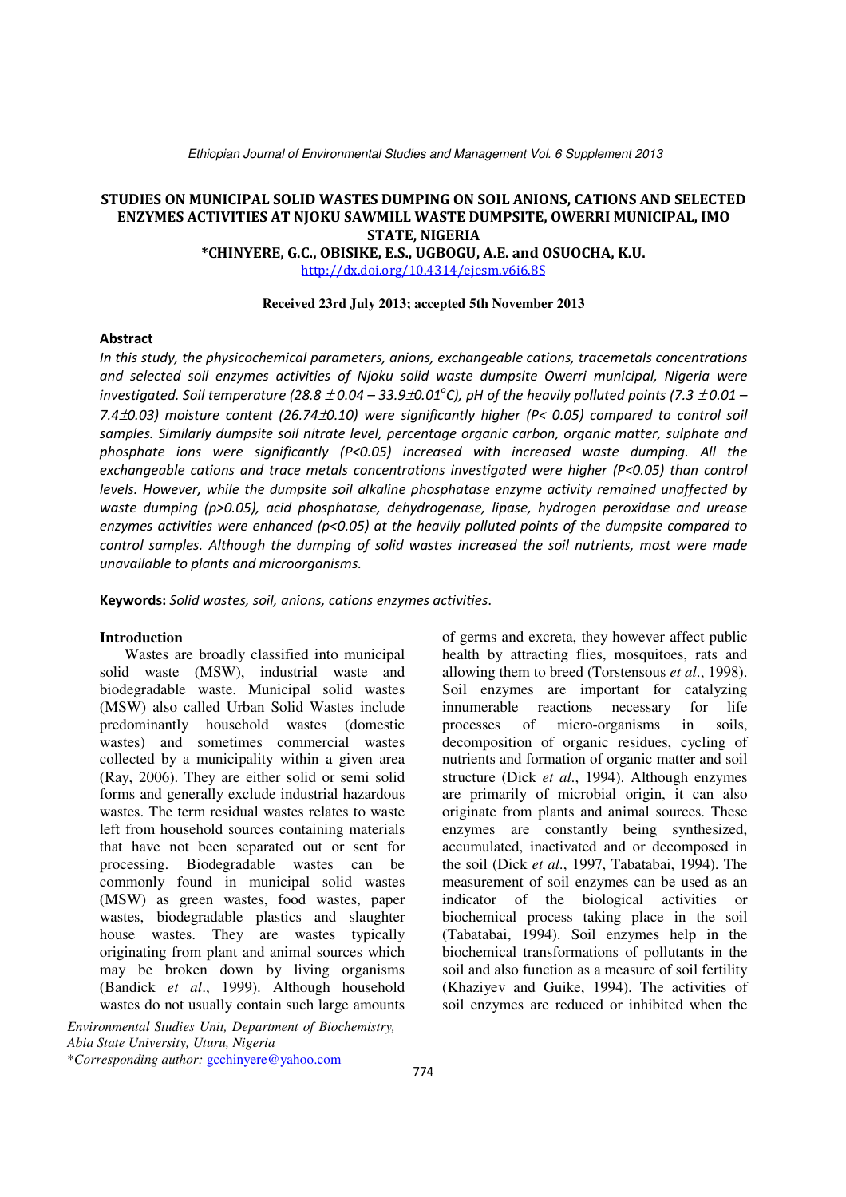# STUDIES ON MUNICIPAL SOLID WASTES DUMPING ON SOIL ANIONS, CATIONS AND SELECTED ENZYMES ACTIVITIES AT NJOKU SAWMILL WASTE DUMPSITE, OWERRI MUNICIPAL, IMO STATE, NIGERIA

**\*CHINYERE, G.C., OBISIKE, E.S., UGBOGU, A.E. and OSUOCHA, K.U.**

http://dx.doi.org/10.4314/ejesm.v6i6.8S

**Received 23rd July 2013; accepted 5th November 2013**

## Abstract

*In this study, the physicochemical parameters, anions, exchangeable cations, tracemetals concentrations and selected soil enzymes activities of Njoku solid waste dumpsite Owerri municipal, Nigeria were investigated. Soil temperature (28.8 $\pm$0.04 – 33.9$\pm$0.01$^oC$), pH of the heavily polluted points (7.3 $\pm$0.01 – 7.4$\pm$0.03) moisture content (26.74$\pm$0.10) were significantly higher (P< 0.05) compared to control soil samples. Similarly dumpsite soil nitrate level, percentage organic carbon, organic matter, sulphate and phosphate ions were significantly (P<0.05) increased with increased waste dumping. All the exchangeable cations and trace metals concentrations investigated were higher (P<0.05) than control levels. However, while the dumpsite soil alkaline phosphatase enzyme activity remained unaffected by waste dumping (p>0.05), acid phosphatase, dehydrogenase, lipase, hydrogen peroxidase and urease enzymes activities were enhanced (p<0.05) at the heavily polluted points of the dumpsite compared to control samples. Although the dumping of solid wastes increased the soil nutrients, most were made unavailable to plants and microorganisms.*

**Keywords:** *Solid wastes, soil, anions, cations enzymes activities*.

## Introduction

Wastes are broadly classified into municipal solid waste (MSW), industrial waste and biodegradable waste. Municipal solid wastes (MSW) also called Urban Solid Wastes include predominantly household wastes (domestic wastes) and sometimes commercial wastes collected by a municipality within a given area (Ray, 2006). They are either solid or semi solid forms and generally exclude industrial hazardous wastes. The term residual wastes relates to waste left from household sources containing materials that have not been separated out or sent for processing. Biodegradable wastes can be commonly found in municipal solid wastes (MSW) as green wastes, food wastes, paper wastes, biodegradable plastics and slaughter house wastes. They are wastes typically originating from plant and animal sources which may be broken down by living organisms (Bandick *et al*., 1999). Although household wastes do not usually contain such large amounts of germs and excreta, they however affect public health by attracting flies, mosquitoes, rats and allowing them to breed (Torstensous *et al*., 1998). Soil enzymes are important for catalyzing innumerable reactions necessary for life processes of micro-organisms in soils, decomposition of organic residues, cycling of nutrients and formation of organic matter and soil structure (Dick *et al*., 1994). Although enzymes are primarily of microbial origin, it can also originate from plants and animal sources. These enzymes are constantly being synthesized, accumulated, inactivated and or decomposed in the soil (Dick *et al*., 1997, Tabatabai, 1994). The measurement of soil enzymes can be used as an indicator of the biological activities or biochemical process taking place in the soil (Tabatabai, 1994). Soil enzymes help in the biochemical transformations of pollutants in the soil and also function as a measure of soil fertility (Khaziyev and Guike, 1994). The activities of soil enzymes are reduced or inhibited when the

*Environmental Studies Unit, Department of Biochemistry, Abia State University, Uturu, Nigeria*
*\*Corresponding author:* gcchinyere@yahoo.com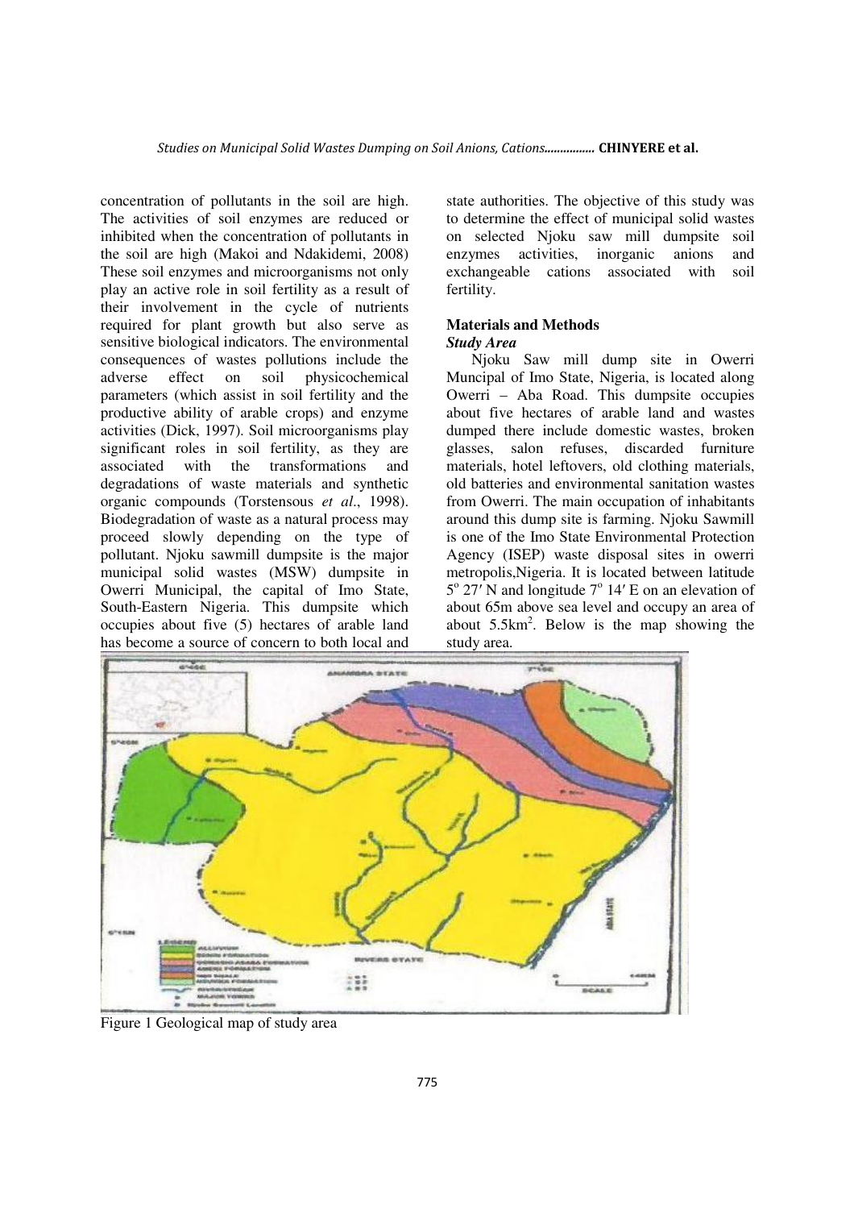concentration of pollutants in the soil are high. The activities of soil enzymes are reduced or inhibited when the concentration of pollutants in the soil are high (Makoi and Ndakidemi, 2008) These soil enzymes and microorganisms not only play an active role in soil fertility as a result of their involvement in the cycle of nutrients required for plant growth but also serve as sensitive biological indicators. The environmental consequences of wastes pollutions include the adverse effect on soil physicochemical parameters (which assist in soil fertility and the productive ability of arable crops) and enzyme activities (Dick, 1997). Soil microorganisms play significant roles in soil fertility, as they are associated with the transformations and degradations of waste materials and synthetic organic compounds (Torstensous *et al*., 1998). Biodegradation of waste as a natural process may proceed slowly depending on the type of pollutant. Njoku sawmill dumpsite is the major municipal solid wastes (MSW) dumpsite in Owerri Municipal, the capital of Imo State, South-Eastern Nigeria. This dumpsite which occupies about five (5) hectares of arable land has become a source of concern to both local and state authorities. The objective of this study was to determine the effect of municipal solid wastes on selected Njoku saw mill dumpsite soil enzymes activities, inorganic anions and exchangeable cations associated with soil fertility.

## Materials and Methods

### *Study Area*

Njoku Saw mill dump site in Owerri Muncipal of Imo State, Nigeria, is located along Owerri – Aba Road. This dumpsite occupies about five hectares of arable land and wastes dumped there include domestic wastes, broken glasses, salon refuses, discarded furniture materials, hotel leftovers, old clothing materials, old batteries and environmental sanitation wastes from Owerri. The main occupation of inhabitants around this dump site is farming. Njoku Sawmill is one of the Imo State Environmental Protection Agency (ISEP) waste disposal sites in owerri metropolis,Nigeria. It is located between latitude $5^{o}$ 27′ N and longitude $7^{o}$ 14′ E on an elevation of about 65m above sea level and occupy an area of about 5.5km$^{2}$. Below is the map showing the study area.

Figure 1 Geological map of study area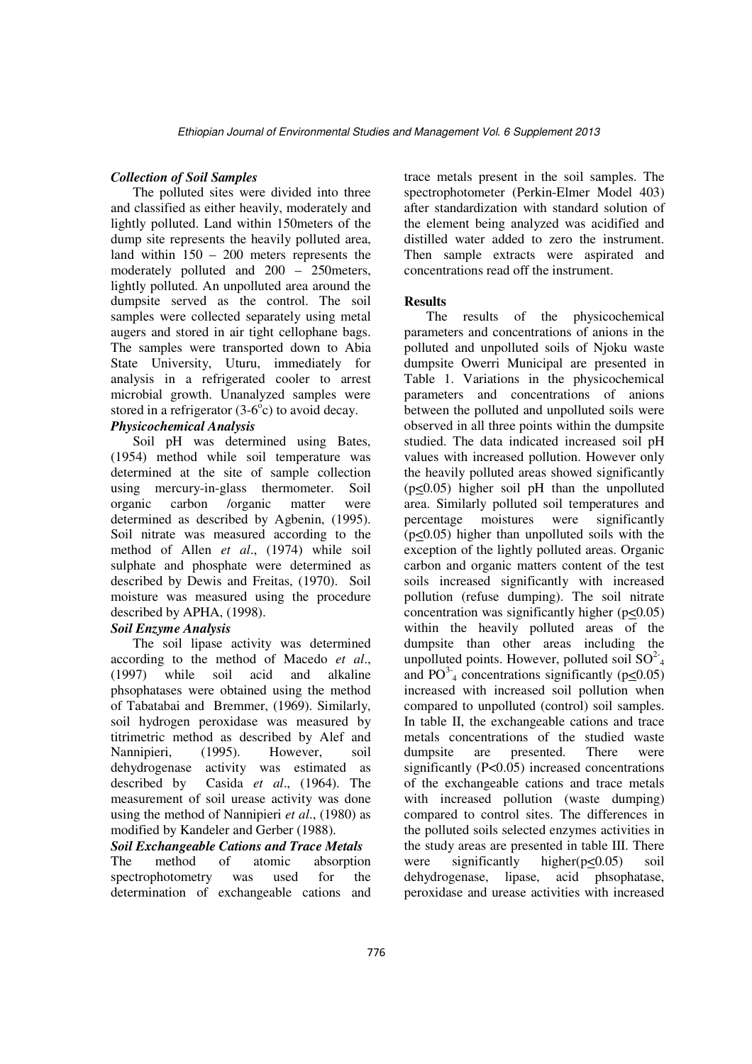***Collection of Soil Samples***

The polluted sites were divided into three and classified as either heavily, moderately and lightly polluted. Land within 150meters of the dump site represents the heavily polluted area, land within 150 – 200 meters represents the moderately polluted and 200 – 250meters, lightly polluted. An unpolluted area around the dumpsite served as the control. The soil samples were collected separately using metal augers and stored in air tight cellophane bags. The samples were transported down to Abia State University, Uturu, immediately for analysis in a refrigerated cooler to arrest microbial growth. Unanalyzed samples were stored in a refrigerator (3-6$^{o}$c) to avoid decay.

***Physicochemical Analysis***

Soil pH was determined using Bates, (1954) method while soil temperature was determined at the site of sample collection using mercury-in-glass thermometer. Soil organic carbon /organic matter were determined as described by Agbenin, (1995). Soil nitrate was measured according to the method of Allen *et al*., (1974) while soil sulphate and phosphate were determined as described by Dewis and Freitas, (1970). Soil moisture was measured using the procedure described by APHA, (1998).

***Soil Enzyme Analysis***

The soil lipase activity was determined according to the method of Macedo *et al*., (1997) while soil acid and alkaline phsophatases were obtained using the method of Tabatabai and Bremmer, (1969). Similarly, soil hydrogen peroxidase was measured by titrimetric method as described by Alef and Nannipieri, (1995). However, soil dehydrogenase activity was estimated as described by Casida *et al*., (1964). The measurement of soil urease activity was done using the method of Nannipieri *et al*., (1980) as modified by Kandeler and Gerber (1988).

***Soil Exchangeable Cations and Trace Metals***

The method of atomic absorption spectrophotometry was used for the determination of exchangeable cations and trace metals present in the soil samples. The spectrophotometer (Perkin-Elmer Model 403) after standardization with standard solution of the element being analyzed was acidified and distilled water added to zero the instrument. Then sample extracts were aspirated and concentrations read off the instrument.

**Results**

The results of the physicochemical parameters and concentrations of anions in the polluted and unpolluted soils of Njoku waste dumpsite Owerri Municipal are presented in Table 1. Variations in the physicochemical parameters and concentrations of anions between the polluted and unpolluted soils were observed in all three points within the dumpsite studied. The data indicated increased soil pH values with increased pollution. However only the heavily polluted areas showed significantly ($p \leq 0.05$) higher soil pH than the unpolluted area. Similarly polluted soil temperatures and percentage moistures were significantly ($p \leq 0.05$) higher than unpolluted soils with the exception of the lightly polluted areas. Organic carbon and organic matters content of the test soils increased significantly with increased pollution (refuse dumping). The soil nitrate concentration was significantly higher ($p \leq 0.05$) within the heavily polluted areas of the dumpsite than other areas including the unpolluted points. However, polluted soil $SO^{2-}_4$ and $PO^{3-}_4$ concentrations significantly ($p \leq 0.05$) increased with increased soil pollution when compared to unpolluted (control) soil samples. In table II, the exchangeable cations and trace metals concentrations of the studied waste dumpsite are presented. There were significantly ($P<0.05$) increased concentrations of the exchangeable cations and trace metals with increased pollution (waste dumping) compared to control sites. The differences in the polluted soils selected enzymes activities in the study areas are presented in table III. There were significantly higher($p \leq 0.05$) soil dehydrogenase, lipase, acid phsophatase, peroxidase and urease activities with increased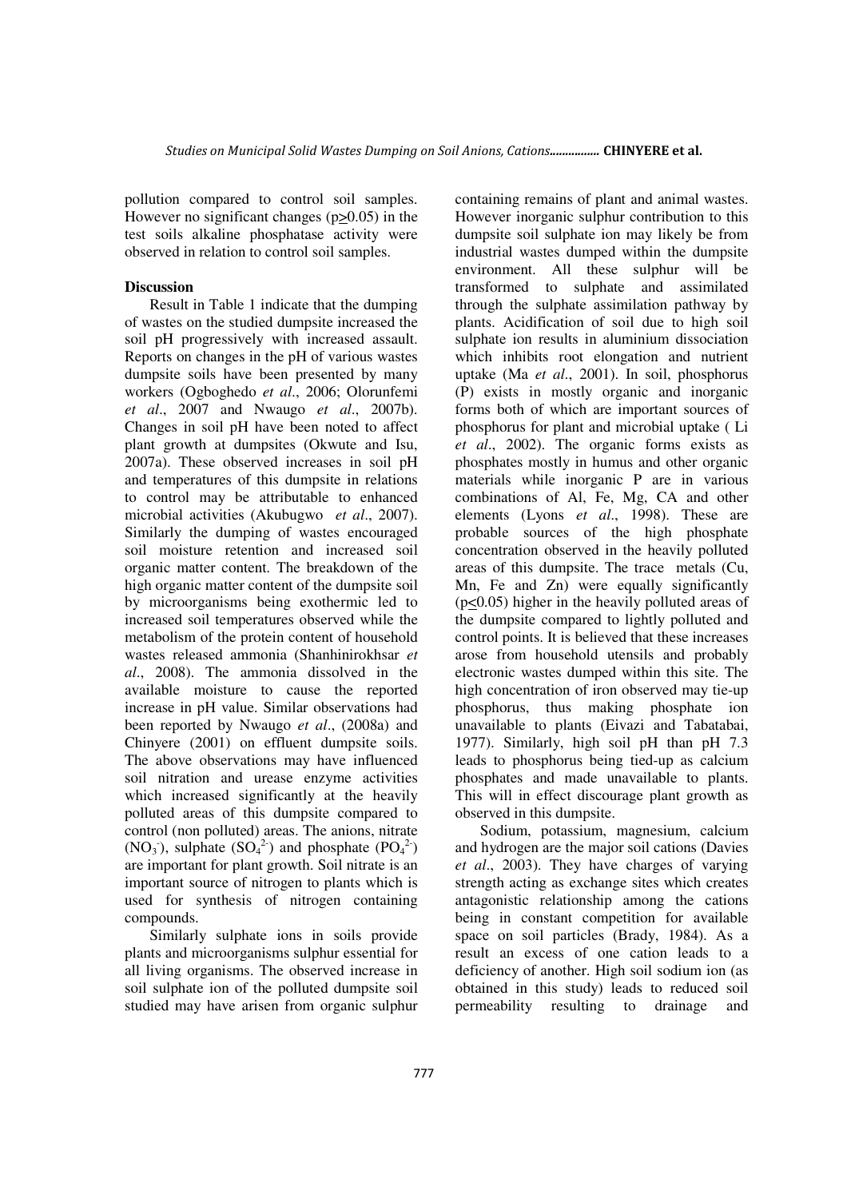pollution compared to control soil samples. However no significant changes ($p \geq 0.05$) in the test soils alkaline phosphatase activity were observed in relation to control soil samples.

**Discussion**

Result in Table 1 indicate that the dumping of wastes on the studied dumpsite increased the soil pH progressively with increased assault. Reports on changes in the pH of various wastes dumpsite soils have been presented by many workers (Ogboghedo *et al*., 2006; Olorunfemi *et al*., 2007 and Nwaugo *et al*., 2007b). Changes in soil pH have been noted to affect plant growth at dumpsites (Okwute and Isu, 2007a). These observed increases in soil pH and temperatures of this dumpsite in relations to control may be attributable to enhanced microbial activities (Akubugwo *et al*., 2007). Similarly the dumping of wastes encouraged soil moisture retention and increased soil organic matter content. The breakdown of the high organic matter content of the dumpsite soil by microorganisms being exothermic led to increased soil temperatures observed while the metabolism of the protein content of household wastes released ammonia (Shanhinirokhsar *et al*., 2008). The ammonia dissolved in the available moisture to cause the reported increase in pH value. Similar observations had been reported by Nwaugo *et al*., (2008a) and Chinyere (2001) on effluent dumpsite soils. The above observations may have influenced soil nitration and urease enzyme activities which increased significantly at the heavily polluted areas of this dumpsite compared to control (non polluted) areas. The anions, nitrate ($NO_3^-$), sulphate ($SO_4^{2-}$) and phosphate ($PO_4^{2-}$) are important for plant growth. Soil nitrate is an important source of nitrogen to plants which is used for synthesis of nitrogen containing compounds.

Similarly sulphate ions in soils provide plants and microorganisms sulphur essential for all living organisms. The observed increase in soil sulphate ion of the polluted dumpsite soil studied may have arisen from organic sulphur containing remains of plant and animal wastes. However inorganic sulphur contribution to this dumpsite soil sulphate ion may likely be from industrial wastes dumped within the dumpsite environment. All these sulphur will be transformed to sulphate and assimilated through the sulphate assimilation pathway by plants. Acidification of soil due to high soil sulphate ion results in aluminium dissociation which inhibits root elongation and nutrient uptake (Ma *et al*., 2001). In soil, phosphorus (P) exists in mostly organic and inorganic forms both of which are important sources of phosphorus for plant and microbial uptake ( Li *et al*., 2002). The organic forms exists as phosphates mostly in humus and other organic materials while inorganic P are in various combinations of Al, Fe, Mg, CA and other elements (Lyons *et al*., 1998). These are probable sources of the high phosphate concentration observed in the heavily polluted areas of this dumpsite. The trace metals (Cu, Mn, Fe and Zn) were equally significantly ($p \leq 0.05$) higher in the heavily polluted areas of the dumpsite compared to lightly polluted and control points. It is believed that these increases arose from household utensils and probably electronic wastes dumped within this site. The high concentration of iron observed may tie-up phosphorus, thus making phosphate ion unavailable to plants (Eivazi and Tabatabai, 1977). Similarly, high soil pH than pH 7.3 leads to phosphorus being tied-up as calcium phosphates and made unavailable to plants. This will in effect discourage plant growth as observed in this dumpsite.

Sodium, potassium, magnesium, calcium and hydrogen are the major soil cations (Davies *et al*., 2003). They have charges of varying strength acting as exchange sites which creates antagonistic relationship among the cations being in constant competition for available space on soil particles (Brady, 1984). As a result an excess of one cation leads to a deficiency of another. High soil sodium ion (as obtained in this study) leads to reduced soil permeability resulting to drainage and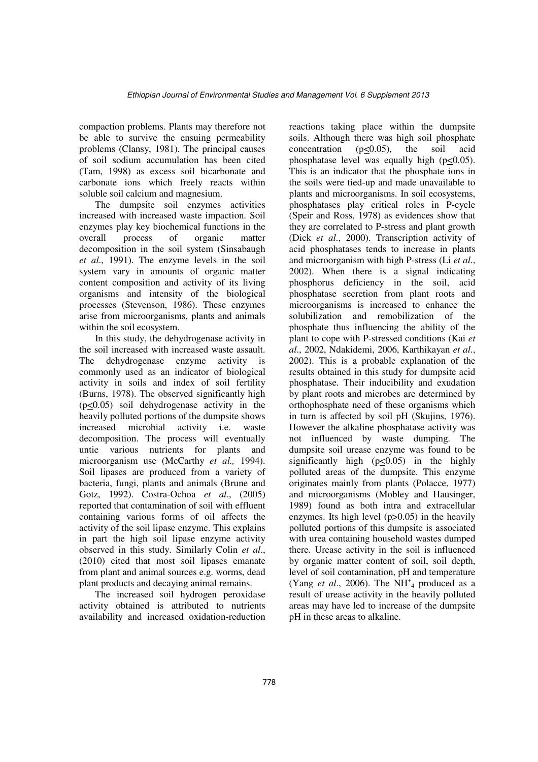compaction problems. Plants may therefore not be able to survive the ensuing permeability problems (Clansy, 1981). The principal causes of soil sodium accumulation has been cited (Tam, 1998) as excess soil bicarbonate and carbonate ions which freely reacts within soluble soil calcium and magnesium.

The dumpsite soil enzymes activities increased with increased waste impaction. Soil enzymes play key biochemical functions in the overall process of organic matter decomposition in the soil system (Sinsabaugh *et al*., 1991). The enzyme levels in the soil system vary in amounts of organic matter content composition and activity of its living organisms and intensity of the biological processes (Stevenson, 1986). These enzymes arise from microorganisms, plants and animals within the soil ecosystem.

In this study, the dehydrogenase activity in the soil increased with increased waste assault. The dehydrogenase enzyme activity is commonly used as an indicator of biological activity in soils and index of soil fertility (Burns, 1978). The observed significantly high ($p \leq 0.05$) soil dehydrogenase activity in the heavily polluted portions of the dumpsite shows increased microbial activity i.e. waste decomposition. The process will eventually untie various nutrients for plants and microorganism use (McCarthy *et al.,* 1994). Soil lipases are produced from a variety of bacteria, fungi, plants and animals (Brune and Gotz, 1992). Costra-Ochoa *et al*., (2005) reported that contamination of soil with effluent containing various forms of oil affects the activity of the soil lipase enzyme. This explains in part the high soil lipase enzyme activity observed in this study. Similarly Colin *et al*., (2010) cited that most soil lipases emanate from plant and animal sources e.g. worms, dead plant products and decaying animal remains.

The increased soil hydrogen peroxidase activity obtained is attributed to nutrients availability and increased oxidation-reduction reactions taking place within the dumpsite soils. Although there was high soil phosphate concentration ($p \leq 0.05$), the soil acid phosphatase level was equally high ($p \leq 0.05$). This is an indicator that the phosphate ions in the soils were tied-up and made unavailable to plants and microorganisms. In soil ecosystems, phosphatases play critical roles in P-cycle (Speir and Ross, 1978) as evidences show that they are correlated to P-stress and plant growth (Dick *et al*., 2000). Transcription activity of acid phosphatases tends to increase in plants and microorganism with high P-stress (Li *et al*., 2002). When there is a signal indicating phosphorus deficiency in the soil, acid phosphatase secretion from plant roots and microorganisms is increased to enhance the solubilization and remobilization of the phosphate thus influencing the ability of the plant to cope with P-stressed conditions (Kai *et al*., 2002, Ndakidemi, 2006, Karthikayan *et al*., 2002). This is a probable explanation of the results obtained in this study for dumpsite acid phosphatase. Their inducibility and exudation by plant roots and microbes are determined by orthophosphate need of these organisms which in turn is affected by soil pH (Skujins, 1976). However the alkaline phosphatase activity was not influenced by waste dumping. The dumpsite soil urease enzyme was found to be significantly high ($p \leq 0.05$) in the highly polluted areas of the dumpsite. This enzyme originates mainly from plants (Polacce, 1977) and microorganisms (Mobley and Hausinger, 1989) found as both intra and extracellular enzymes. Its high level ($p \geq 0.05$) in the heavily polluted portions of this dumpsite is associated with urea containing household wastes dumped there. Urease activity in the soil is influenced by organic matter content of soil, soil depth, level of soil contamination, pH and temperature (Yang *et al*., 2006). The $NH^{+}_{4}$ produced as a result of urease activity in the heavily polluted areas may have led to increase of the dumpsite pH in these areas to alkaline.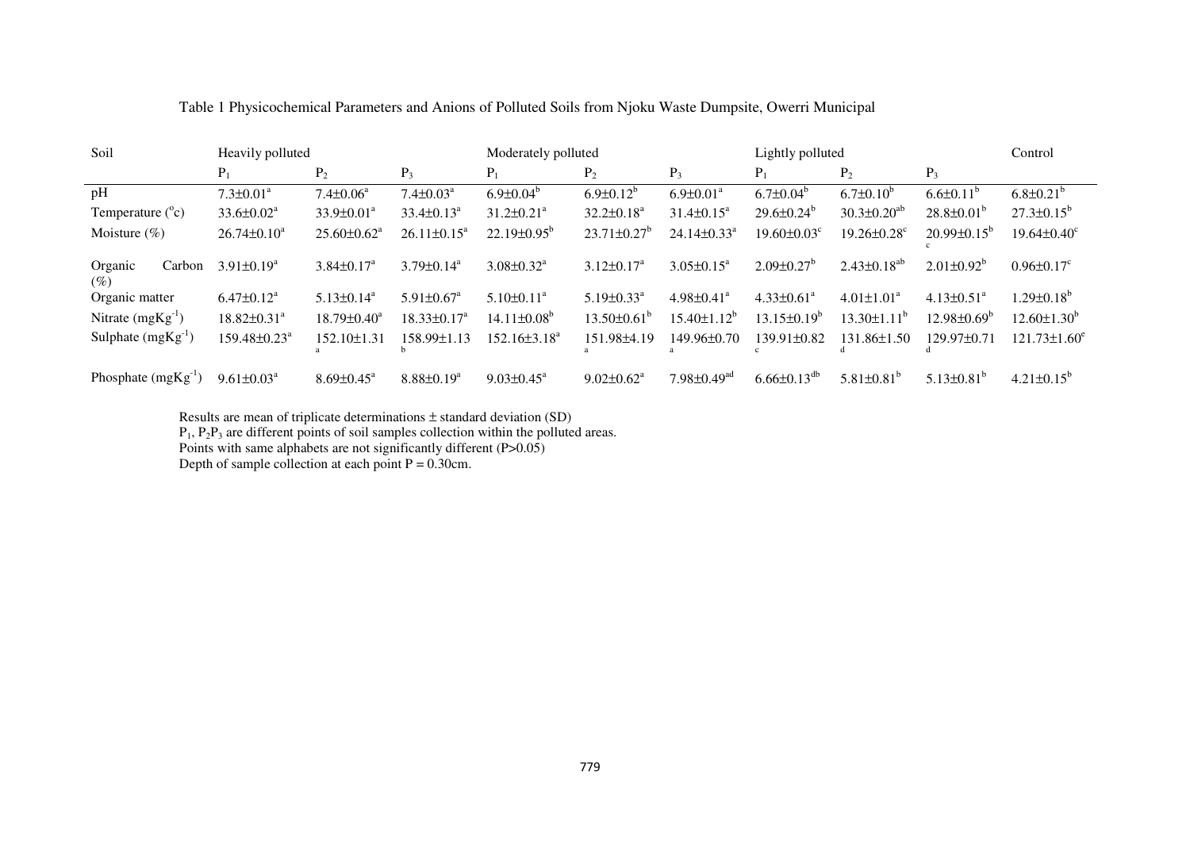Table 1 Physicochemical Parameters and Anions of Polluted Soils from Njoku Waste Dumpsite, Owerri Municipal

| Soil | Heavily polluted | | | Moderately polluted | | | Lightly polluted | | | Control |
|---|---|---|---|---|---|---|---|---|---|---|
| | $P_1$ | $P_2$ | $P_3$ | $P_1$ | $P_2$ | $P_3$ | $P_1$ | $P_2$ | $P_3$ | |
| pH | $7.3{\pm}0.01^a$ | $7.4{\pm}0.06^a$ | $7.4{\pm}0.03^a$ | $6.9{\pm}0.04^b$ | $6.9{\pm}0.12^b$ | $6.9{\pm}0.01^a$ | $6.7{\pm}0.04^b$ | $6.7{\pm}0.10^b$ | $6.6{\pm}0.11^b$ | $6.8{\pm}0.21^b$ |
| Temperature (°c) | $33.6{\pm}0.02^a$ | $33.9{\pm}0.01^a$ | $33.4{\pm}0.13^a$ | $31.2{\pm}0.21^a$ | $32.2{\pm}0.18^a$ | $31.4{\pm}0.15^a$ | $29.6{\pm}0.24^b$ | $30.3{\pm}0.20^{ab}$ | $28.8{\pm}0.01^b$ | $27.3{\pm}0.15^b$ |
| Moisture (%) | $26.74{\pm}0.10^a$ | $25.60{\pm}0.62^a$ | $26.11{\pm}0.15^a$ | $22.19{\pm}0.95^b$ | $23.71{\pm}0.27^b$ | $24.14{\pm}0.33^a$ | $19.60{\pm}0.03^c$ | $19.26{\pm}0.28^c$ | $20.99{\pm}0.15^{bc}$ | $19.64{\pm}0.40^c$ |
| Organic Carbon (%) | $3.91{\pm}0.19^a$ | $3.84{\pm}0.17^a$ | $3.79{\pm}0.14^a$ | $3.08{\pm}0.32^a$ | $3.12{\pm}0.17^a$ | $3.05{\pm}0.15^a$ | $2.09{\pm}0.27^b$ | $2.43{\pm}0.18^{ab}$ | $2.01{\pm}0.92^b$ | $0.96{\pm}0.17^c$ |
| Organic matter | $6.47{\pm}0.12^a$ | $5.13{\pm}0.14^a$ | $5.91{\pm}0.67^a$ | $5.10{\pm}0.11^a$ | $5.19{\pm}0.33^a$ | $4.98{\pm}0.41^a$ | $4.33{\pm}0.61^a$ | $4.01{\pm}1.01^a$ | $4.13{\pm}0.51^a$ | $1.29{\pm}0.18^b$ |
| Nitrate ($mgKg^{-1}$) | $18.82{\pm}0.31^a$ | $18.79{\pm}0.40^a$ | $18.33{\pm}0.17^a$ | $14.11{\pm}0.08^b$ | $13.50{\pm}0.61^b$ | $15.40{\pm}1.12^b$ | $13.15{\pm}0.19^b$ | $13.30{\pm}1.11^b$ | $12.98{\pm}0.69^b$ | $12.60{\pm}1.30^b$ |
| Sulphate ($mgKg^{-1}$) | $159.48{\pm}0.23^a$ | $152.10{\pm}1.31^a$ | $158.99{\pm}1.13^b$ | $152.16{\pm}3.18^a$ | $151.98{\pm}4.19^a$ | $149.96{\pm}0.70^a$ | $139.91{\pm}0.82^c$ | $131.86{\pm}1.50^d$ | $129.97{\pm}0.71^d$ | $121.73{\pm}1.60^e$ |
| Phosphate ($mgKg^{-1}$) | $9.61{\pm}0.03^a$ | $8.69{\pm}0.45^a$ | $8.88{\pm}0.19^a$ | $9.03{\pm}0.45^a$ | $9.02{\pm}0.62^a$ | $7.98{\pm}0.49^{ad}$ | $6.66{\pm}0.13^{db}$ | $5.81{\pm}0.81^b$ | $5.13{\pm}0.81^b$ | $4.21{\pm}0.15^b$ |

Results are mean of triplicate determinations ± standard deviation (SD)
$P_1$, $P_2P_3$ are different points of soil samples collection within the polluted areas.
Points with same alphabets are not significantly different (P>0.05)
Depth of sample collection at each point P = 0.30cm.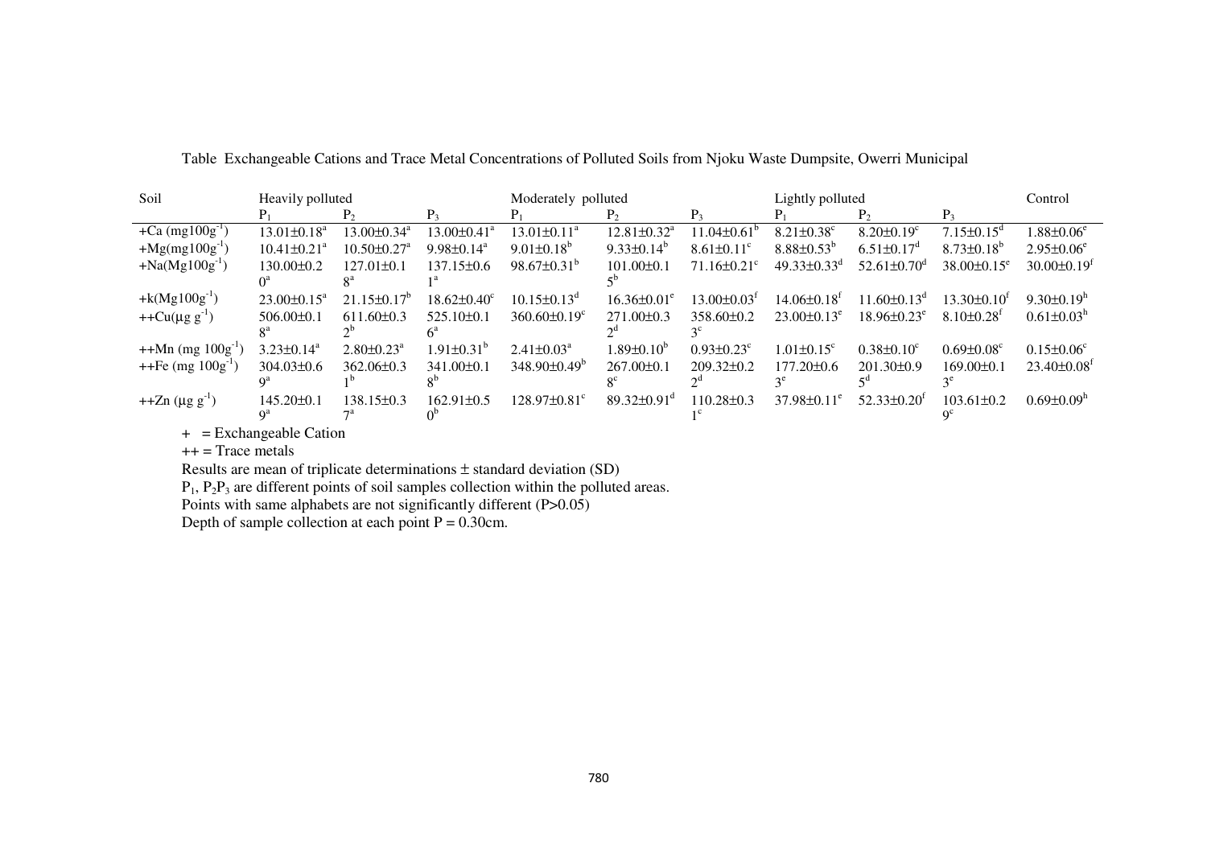Table Exchangeable Cations and Trace Metal Concentrations of Polluted Soils from Njoku Waste Dumpsite, Owerri Municipal

| Soil | Heavily polluted | | | Moderately polluted | | | Lightly polluted | | | Control |
|---|---|---|---|---|---|---|---|---|---|---|
| | $P_1$ | $P_2$ | $P_3$ | $P_1$ | $P_2$ | $P_3$ | $P_1$ | $P_2$ | $P_3$ | |
| +Ca ($mg100g^{-1}$) | $13.01±0.18^a$ | $13.00±0.34^a$ | $13.00±0.41^a$ | $13.01±0.11^a$ | $12.81±0.32^a$ | $11.04±0.61^b$ | $8.21±0.38^c$ | $8.20±0.19^c$ | $7.15±0.15^d$ | $1.88±0.06^e$ |
| +Mg($mg100g^{-1}$) | $10.41±0.21^a$ | $10.50±0.27^a$ | $9.98±0.14^a$ | $9.01±0.18^b$ | $9.33±0.14^b$ | $8.61±0.11^c$ | $8.88±0.53^b$ | $6.51±0.17^d$ | $8.73±0.18^b$ | $2.95±0.06^e$ |
| +Na($Mg100g^{-1}$) | $130.00±0.20^a$ | $127.01±0.18^a$ | $137.15±0.61^a$ | $98.67±0.31^b$ | $101.00±0.15^b$ | $71.16±0.21^c$ | $49.33±0.33^d$ | $52.61±0.70^d$ | $38.00±0.15^e$ | $30.00±0.19^f$ |
| +k($Mg100g^{-1}$) | $23.00±0.15^a$ | $21.15±0.17^b$ | $18.62±0.40^c$ | $10.15±0.13^d$ | $16.36±0.01^e$ | $13.00±0.03^f$ | $14.06±0.18^f$ | $11.60±0.13^d$ | $13.30±0.10^f$ | $9.30±0.19^h$ |
| ++Cu($\mu g\ g^{-1}$) | $506.00±0.18^a$ | $611.60±0.32^b$ | $525.10±0.16^a$ | $360.60±0.19^c$ | $271.00±0.32^d$ | $358.60±0.23^c$ | $23.00±0.13^e$ | $18.96±0.23^e$ | $8.10±0.28^f$ | $0.61±0.03^h$ |
| ++Mn ($mg\ 100g^{-1}$) | $3.23±0.14^a$ | $2.80±0.23^a$ | $1.91±0.31^b$ | $2.41±0.03^a$ | $1.89±0.10^b$ | $0.93±0.23^c$ | $1.01±0.15^c$ | $0.38±0.10^c$ | $0.69±0.08^c$ | $0.15±0.06^c$ |
| ++Fe ($mg\ 100g^{-1}$) | $304.03±0.69^a$ | $362.06±0.31^b$ | $341.00±0.18^b$ | $348.90±0.49^b$ | $267.00±0.18^c$ | $209.32±0.22^d$ | $177.20±0.63^e$ | $201.30±0.95^d$ | $169.00±0.13^e$ | $23.40±0.08^f$ |
| ++Zn ($\mu g\ g^{-1}$) | $145.20±0.19^a$ | $138.15±0.37^a$ | $162.91±0.50^b$ | $128.97±0.81^c$ | $89.32±0.91^d$ | $110.28±0.31^c$ | $37.98±0.11^e$ | $52.33±0.20^f$ | $103.61±0.29^c$ | $0.69±0.09^h$ |

\+ = Exchangeable Cation

++ = Trace metals

Results are mean of triplicate determinations ± standard deviation (SD)

$P_1$, $P_2P_3$ are different points of soil samples collection within the polluted areas.

Points with same alphabets are not significantly different (P>0.05)

Depth of sample collection at each point P = 0.30cm.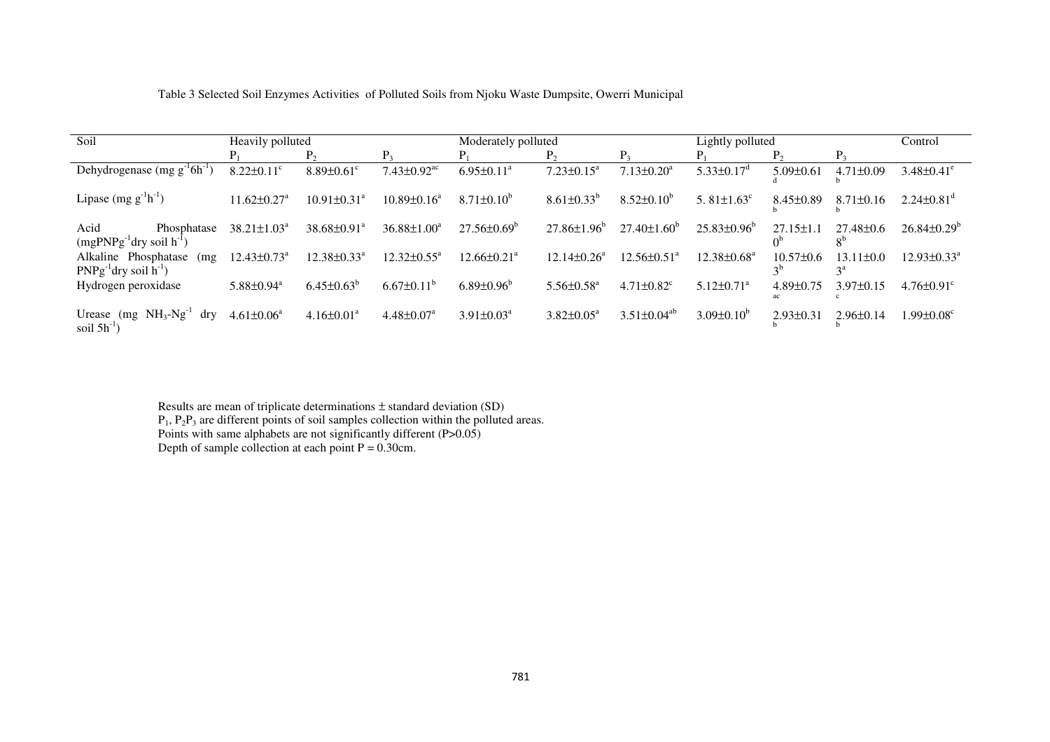Table 3 Selected Soil Enzymes Activities of Polluted Soils from Njoku Waste Dumpsite, Owerri Municipal

| Soil | Heavily polluted | | | Moderately polluted | | | Lightly polluted | | | Control |
|---|---|---|---|---|---|---|---|---|---|---|
| | $P_1$ | $P_2$ | $P_3$ | $P_1$ | $P_2$ | $P_3$ | $P_1$ | $P_2$ | $P_3$ | |
| Dehydrogenase (mg $g^{-1}6h^{-1}$) | $8.22 \pm 0.11^c$ | $8.89 \pm 0.61^c$ | $7.43 \pm 0.92^{ac}$ | $6.95 \pm 0.11^a$ | $7.23 \pm 0.15^a$ | $7.13 \pm 0.20^a$ | $5.33 \pm 0.17^d$ | $5.09 \pm 0.61^d$ | $4.71 \pm 0.09^b$ | $3.48 \pm 0.41^e$ |
| Lipase (mg $g^{-1}h^{-1}$) | $11.62 \pm 0.27^a$ | $10.91 \pm 0.31^a$ | $10.89 \pm 0.16^a$ | $8.71 \pm 0.10^b$ | $8.61 \pm 0.33^b$ | $8.52 \pm 0.10^b$ | $5.81 \pm 1.63^c$ | $8.45 \pm 0.89^b$ | $8.71 \pm 0.16^b$ | $2.24 \pm 0.81^d$ |
| Acid Phosphatase (mgPNP$g^{-1}$dry soil $h^{-1}$) | $38.21 \pm 1.03^a$ | $38.68 \pm 0.91^a$ | $36.88 \pm 1.00^a$ | $27.56 \pm 0.69^b$ | $27.86 \pm 1.96^b$ | $27.40 \pm 1.60^b$ | $25.83 \pm 0.96^b$ | $27.15 \pm 1.10^b$ | $27.48 \pm 0.68^b$ | $26.84 \pm 0.29^b$ |
| Alkaline Phosphatase (mg PNP$g^{-1}$dry soil $h^{-1}$) | $12.43 \pm 0.73^a$ | $12.38 \pm 0.33^a$ | $12.32 \pm 0.55^a$ | $12.66 \pm 0.21^a$ | $12.14 \pm 0.26^a$ | $12.56 \pm 0.51^a$ | $12.38 \pm 0.68^a$ | $10.57 \pm 0.63^b$ | $13.11 \pm 0.03^a$ | $12.93 \pm 0.33^a$ |
| Hydrogen peroxidase | $5.88 \pm 0.94^a$ | $6.45 \pm 0.63^b$ | $6.67 \pm 0.11^b$ | $6.89 \pm 0.96^b$ | $5.56 \pm 0.58^a$ | $4.71 \pm 0.82^c$ | $5.12 \pm 0.71^a$ | $4.89 \pm 0.75^{ac}$ | $3.97 \pm 0.15^c$ | $4.76 \pm 0.91^c$ |
| Urease (mg $NH_3$-N$g^{-1}$ dry soil $5h^{-1}$) | $4.61 \pm 0.06^a$ | $4.16 \pm 0.01^a$ | $4.48 \pm 0.07^a$ | $3.91 \pm 0.03^a$ | $3.82 \pm 0.05^a$ | $3.51 \pm 0.04^{ab}$ | $3.09 \pm 0.10^b$ | $2.93 \pm 0.31^b$ | $2.96 \pm 0.14^b$ | $1.99 \pm 0.08^c$ |

Results are mean of triplicate determinations ± standard deviation (SD)
$P_1$, $P_2P_3$ are different points of soil samples collection within the polluted areas.
Points with same alphabets are not significantly different (P>0.05)
Depth of sample collection at each point P = 0.30cm.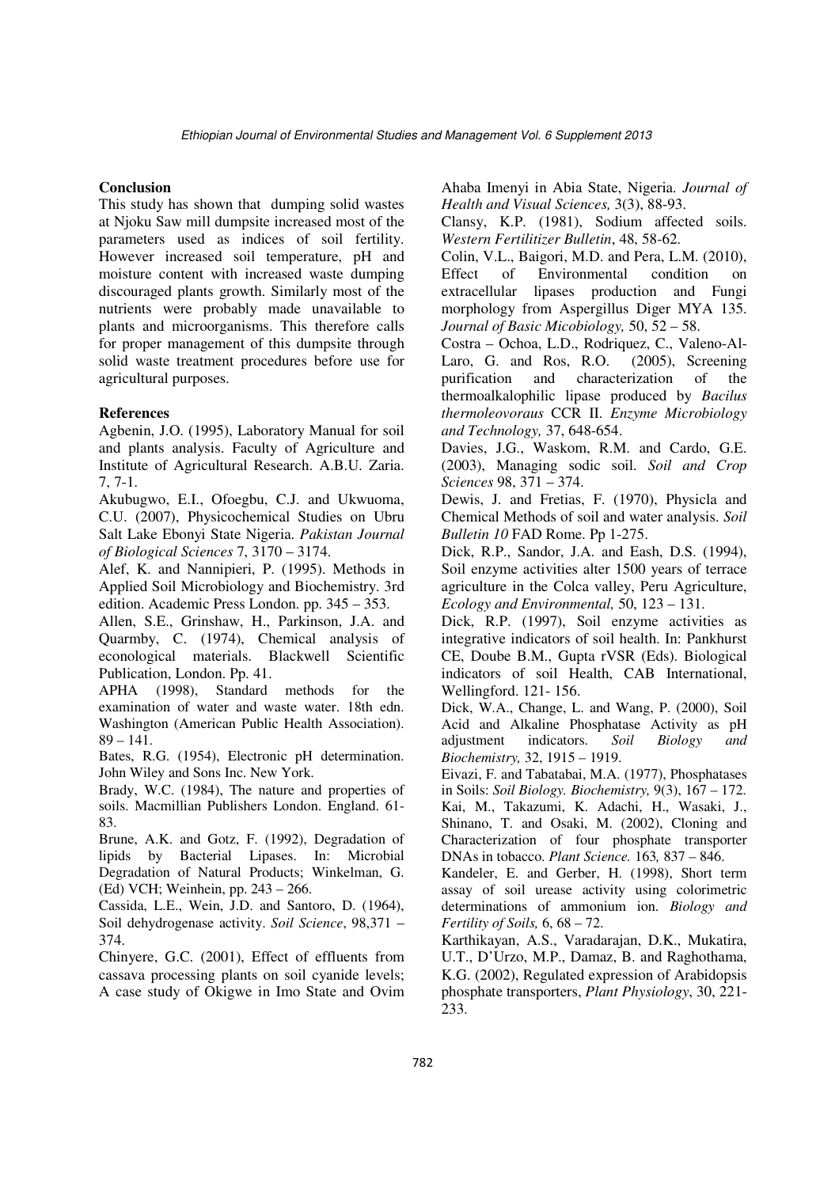## Conclusion

This study has shown that dumping solid wastes at Njoku Saw mill dumpsite increased most of the parameters used as indices of soil fertility. However increased soil temperature, pH and moisture content with increased waste dumping discouraged plants growth. Similarly most of the nutrients were probably made unavailable to plants and microorganisms. This therefore calls for proper management of this dumpsite through solid waste treatment procedures before use for agricultural purposes.

## References

Agbenin, J.O. (1995), Laboratory Manual for soil and plants analysis. Faculty of Agriculture and Institute of Agricultural Research. A.B.U. Zaria. 7, 7-1.

Akubugwo, E.I., Ofoegbu, C.J. and Ukwuoma, C.U. (2007), Physicochemical Studies on Ubru Salt Lake Ebonyi State Nigeria. *Pakistan Journal of Biological Sciences* 7, 3170 – 3174.

Alef, K. and Nannipieri, P. (1995). Methods in Applied Soil Microbiology and Biochemistry. 3rd edition. Academic Press London. pp. 345 – 353.

Allen, S.E., Grinshaw, H., Parkinson, J.A. and Quarmby, C. (1974), Chemical analysis of econological materials. Blackwell Scientific Publication, London. Pp. 41.

APHA (1998), Standard methods for the examination of water and waste water. 18th edn. Washington (American Public Health Association). 89 – 141.

Bates, R.G. (1954), Electronic pH determination. John Wiley and Sons Inc. New York.

Brady, W.C. (1984), The nature and properties of soils. Macmillian Publishers London. England. 61-83.

Brune, A.K. and Gotz, F. (1992), Degradation of lipids by Bacterial Lipases. In: Microbial Degradation of Natural Products; Winkelman, G. (Ed) VCH; Weinhein, pp. 243 – 266.

Cassida, L.E., Wein, J.D. and Santoro, D. (1964), Soil dehydrogenase activity. *Soil Science*, 98,371 – 374.

Chinyere, G.C. (2001), Effect of effluents from cassava processing plants on soil cyanide levels; A case study of Okigwe in Imo State and Ovim Ahaba Imenyi in Abia State, Nigeria. *Journal of Health and Visual Sciences,* 3(3), 88-93.

Clansy, K.P. (1981), Sodium affected soils. *Western Fertilitizer Bulletin*, 48, 58-62.

Colin, V.L., Baigori, M.D. and Pera, L.M. (2010), Effect of Environmental condition on extracellular lipases production and Fungi morphology from Aspergillus Diger MYA 135. *Journal of Basic Micobiology,* 50, 52 – 58.

Costra – Ochoa, L.D., Rodriquez, C., Valeno-Al-Laro, G. and Ros, R.O. (2005), Screening purification and characterization of the thermoalkalophilic lipase produced by *Bacilus thermoleovorans* CCR II. *Enzyme Microbiology and Technology,* 37, 648-654.

Davies, J.G., Waskom, R.M. and Cardo, G.E. (2003), Managing sodic soil. *Soil and Crop Sciences* 98, 371 – 374.

Dewis, J. and Fretias, F. (1970), Physicla and Chemical Methods of soil and water analysis. *Soil Bulletin 10* FAD Rome. Pp 1-275.

Dick, R.P., Sandor, J.A. and Eash, D.S. (1994), Soil enzyme activities alter 1500 years of terrace agriculture in the Colca valley, Peru Agriculture, *Ecology and Environmental,* 50, 123 – 131.

Dick, R.P. (1997), Soil enzyme activities as integrative indicators of soil health. In: Pankhurst CE, Doube B.M., Gupta rVSR (Eds). Biological indicators of soil Health, CAB International, Wellingford. 121- 156.

Dick, W.A., Change, L. and Wang, P. (2000), Soil Acid and Alkaline Phosphatase Activity as pH adjustment indicators. *Soil Biology and Biochemistry,* 32, 1915 – 1919.

Eivazi, F. and Tabatabai, M.A. (1977), Phosphatases in Soils: *Soil Biology. Biochemistry,* 9(3), 167 – 172.

Kai, M., Takazumi, K. Adachi, H., Wasaki, J., Shinano, T. and Osaki, M. (2002), Cloning and Characterization of four phosphate transporter DNAs in tobacco. *Plant Science.* 163*,* 837 – 846.

Kandeler, E. and Gerber, H. (1998), Short term assay of soil urease activity using colorimetric determinations of ammonium ion. *Biology and Fertility of Soils,* 6, 68 – 72.

Karthikayan, A.S., Varadarajan, D.K., Mukatira, U.T., D'Urzo, M.P., Damaz, B. and Raghothama, K.G. (2002), Regulated expression of Arabidopsis phosphate transporters, *Plant Physiology*, 30, 221-233.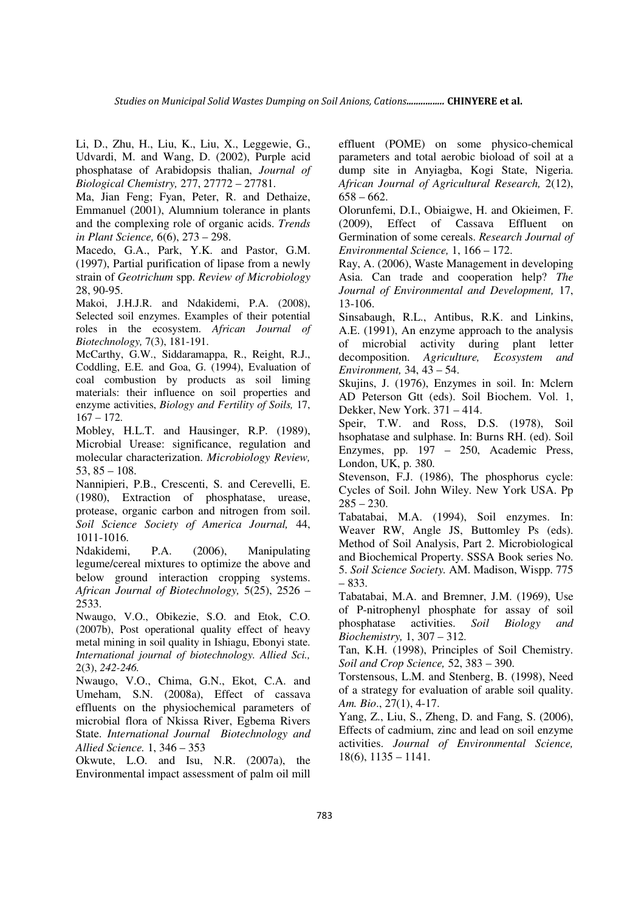Li, D., Zhu, H., Liu, K., Liu, X., Leggewie, G., Udvardi, M. and Wang, D. (2002), Purple acid phosphatase of Arabidopsis thalian, *Journal of Biological Chemistry,* 277, 27772 – 27781.

Ma, Jian Feng; Fyan, Peter, R. and Dethaize, Emmanuel (2001), Alumnium tolerance in plants and the complexing role of organic acids. *Trends in Plant Science,* 6(6), 273 – 298.

Macedo, G.A., Park, Y.K. and Pastor, G.M. (1997), Partial purification of lipase from a newly strain of *Geotrichum* spp. *Review of Microbiology* 28, 90-95.

Makoi, J.H.J.R. and Ndakidemi, P.A. (2008), Selected soil enzymes. Examples of their potential roles in the ecosystem. *African Journal of Biotechnology,* 7(3), 181-191.

McCarthy, G.W., Siddaramappa, R., Reight, R.J., Coddling, E.E. and Goa, G. (1994), Evaluation of coal combustion by products as soil liming materials: their influence on soil properties and enzyme activities, *Biology and Fertility of Soils,* 17, 167 – 172.

Mobley, H.L.T. and Hausinger, R.P. (1989), Microbial Urease: significance, regulation and molecular characterization. *Microbiology Review,* 53, 85 – 108.

Nannipieri, P.B., Crescenti, S. and Cerevelli, E. (1980), Extraction of phosphatase, urease, protease, organic carbon and nitrogen from soil. *Soil Science Society of America Journal,* 44, 1011-1016.

Ndakidemi, P.A. (2006), Manipulating legume/cereal mixtures to optimize the above and below ground interaction cropping systems. *African Journal of Biotechnology,* 5(25), 2526 – 2533.

Nwaugo, V.O., Obikezie, S.O. and Etok, C.O. (2007b), Post operational quality effect of heavy metal mining in soil quality in Ishiagu, Ebonyi state. *International journal of biotechnology. Allied Sci.,* 2(3), *242-246.*

Nwaugo, V.O., Chima, G.N., Ekot, C.A. and Umeham, S.N. (2008a), Effect of cassava effluents on the physiochemical parameters of microbial flora of Nkissa River, Egbema Rivers State. *International Journal Biotechnology and Allied Science.* 1, 346 – 353

Okwute, L.O. and Isu, N.R. (2007a), the Environmental impact assessment of palm oil mill effluent (POME) on some physico-chemical parameters and total aerobic bioload of soil at a dump site in Anyiagba, Kogi State, Nigeria. *African Journal of Agricultural Research,* 2(12), 658 – 662.

Olorunfemi, D.I., Obiaigwe, H. and Okieimen, F. (2009), Effect of Cassava Effluent on Germination of some cereals. *Research Journal of Environmental Science,* 1, 166 – 172.

Ray, A. (2006), Waste Management in developing Asia. Can trade and cooperation help? *The Journal of Environmental and Development,* 17, 13-106.

Sinsabaugh, R.L., Antibus, R.K. and Linkins, A.E. (1991), An enzyme approach to the analysis of microbial activity during plant letter decomposition. *Agriculture, Ecosystem and Environment,* 34, 43 – 54.

Skujins, J. (1976), Enzymes in soil. In: Mclern AD Peterson Gtt (eds). Soil Biochem. Vol. 1, Dekker, New York. 371 – 414.

Speir, T.W. and Ross, D.S. (1978), Soil hsophatase and sulphase. In: Burns RH. (ed). Soil Enzymes, pp. 197 – 250, Academic Press, London, UK, p. 380.

Stevenson, F.J. (1986), The phosphorus cycle: Cycles of Soil. John Wiley. New York USA. Pp 285 – 230.

Tabatabai, M.A. (1994), Soil enzymes. In: Weaver RW, Angle JS, Buttomley Ps (eds). Method of Soil Analysis, Part 2. Microbiological and Biochemical Property. SSSA Book series No. 5. *Soil Science Society.* AM. Madison, Wispp. 775 – 833.

Tabatabai, M.A. and Bremner, J.M. (1969), Use of P-nitrophenyl phosphate for assay of soil phosphatase activities. *Soil Biology and Biochemistry,* 1, 307 – 312.

Tan, K.H. (1998), Principles of Soil Chemistry. *Soil and Crop Science,* 52, 383 – 390.

Torstensous, L.M. and Stenberg, B. (1998), Need of a strategy for evaluation of arable soil quality. *Am. Bio*., 27(1), 4-17.

Yang, Z., Liu, S., Zheng, D. and Fang, S. (2006), Effects of cadmium, zinc and lead on soil enzyme activities. *Journal of Environmental Science,* 18(6), 1135 – 1141.